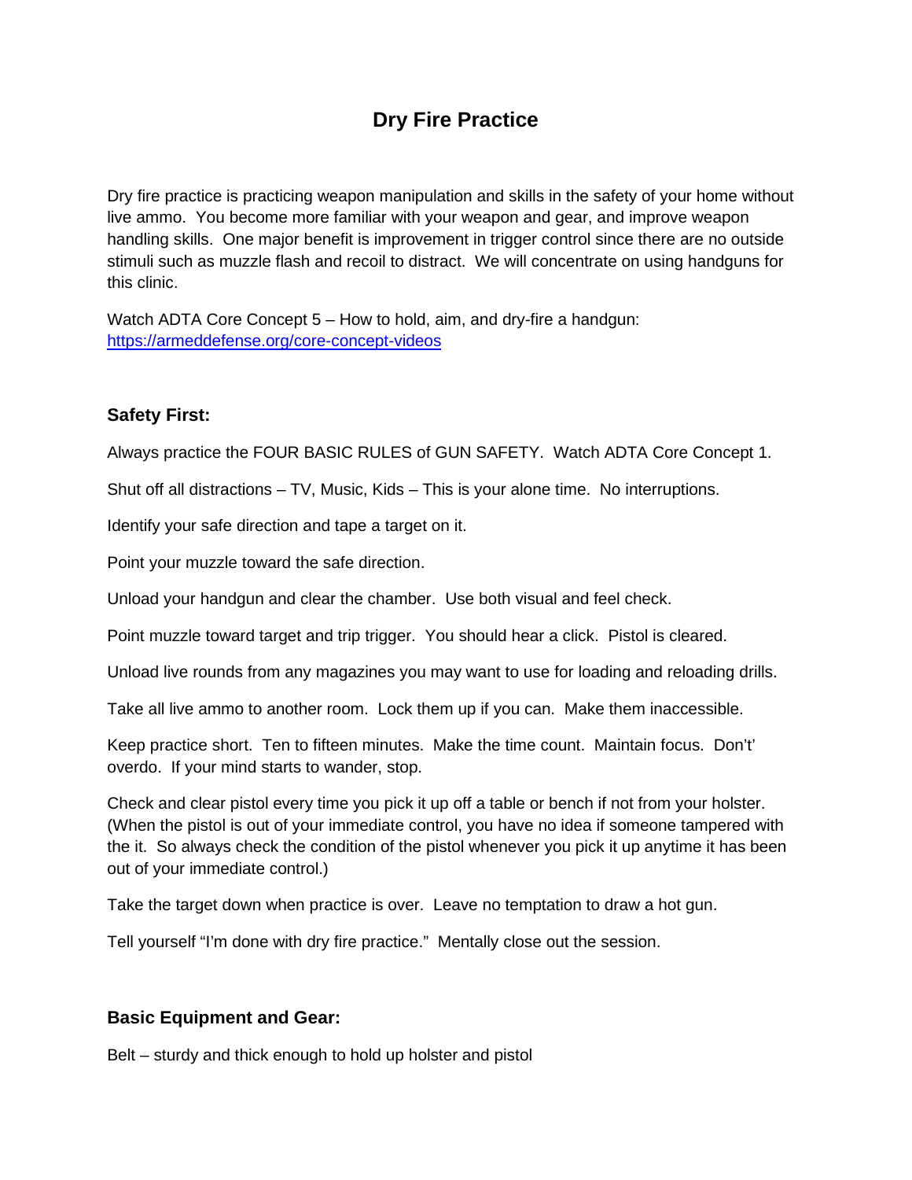# Dry Fire Practice

Dry fire practice is practicing weapon manipulation and skills in the safety of your home without live ammo. You become more familiar with your weapon and gear, and improve weapon handling skills. One major benefit is improvement in trigger control since there are no outside stimuli such as muzzle flash and recoil to distract. We will concentrate on using handguns for this clinic.

Watch ADTA Core Concept 5 – How to hold, aim, and dry-fire a handgun: [https://armeddefense.org/core-concept-videos](https://armeddefense.org/core-concept-videos)

## Safety First:

Always practice the FOUR BASIC RULES of GUN SAFETY. Watch ADTA Core Concept 1.

Shut off all distractions – TV, Music, Kids – This is your alone time. No interruptions.

Identify your safe direction and tape a target on it.

Point your muzzle toward the safe direction.

Unload your handgun and clear the chamber. Use both visual and feel check.

Point muzzle toward target and trip trigger. You should hear a click. Pistol is cleared.

Unload live rounds from any magazines you may want to use for loading and reloading drills.

Take all live ammo to another room. Lock them up if you can. Make them inaccessible.

Keep practice short. Ten to fifteen minutes. Make the time count. Maintain focus. Don't' overdo. If your mind starts to wander, stop.

Check and clear pistol every time you pick it up off a table or bench if not from your holster. (When the pistol is out of your immediate control, you have no idea if someone tampered with the it. So always check the condition of the pistol whenever you pick it up anytime it has been out of your immediate control.)

Take the target down when practice is over. Leave no temptation to draw a hot gun.

Tell yourself "I'm done with dry fire practice." Mentally close out the session.

## Basic Equipment and Gear:

Belt – sturdy and thick enough to hold up holster and pistol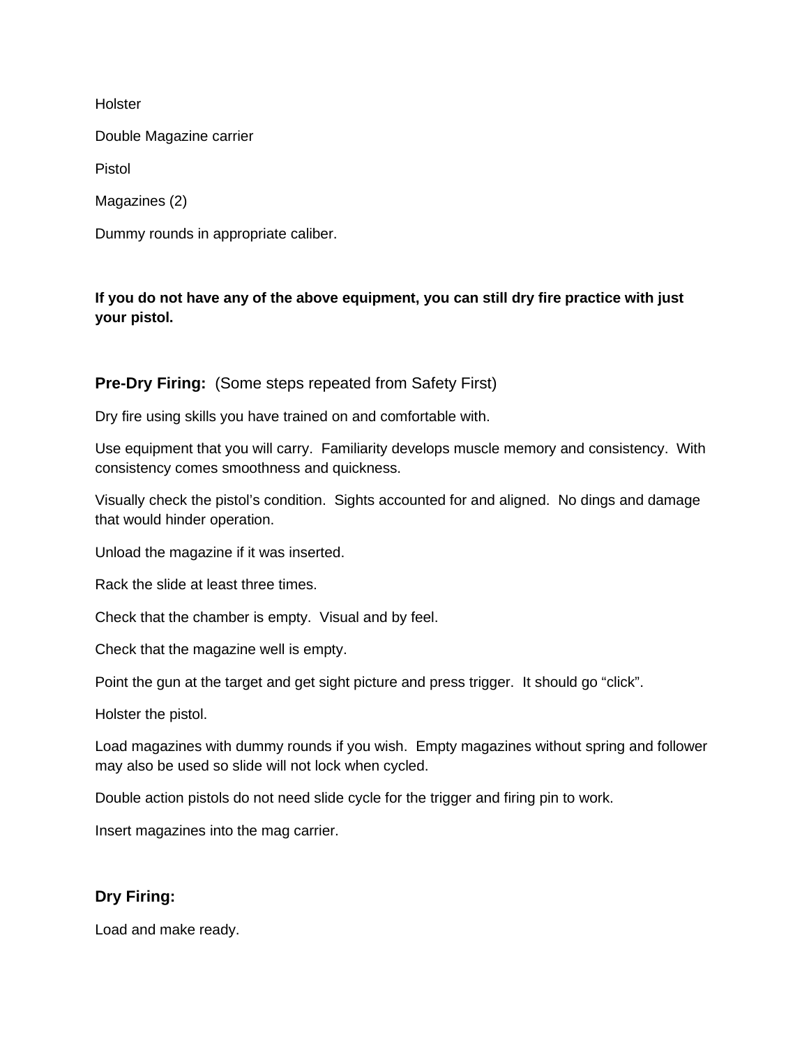Holster

Double Magazine carrier

Pistol

Magazines (2)

Dummy rounds in appropriate caliber.

**If you do not have any of the above equipment, you can still dry fire practice with just your pistol.**

### **Pre-Dry Firing:** (Some steps repeated from Safety First)

Dry fire using skills you have trained on and comfortable with.

Use equipment that you will carry. Familiarity develops muscle memory and consistency. With consistency comes smoothness and quickness.

Visually check the pistol's condition. Sights accounted for and aligned. No dings and damage that would hinder operation.

Unload the magazine if it was inserted.

Rack the slide at least three times.

Check that the chamber is empty. Visual and by feel.

Check that the magazine well is empty.

Point the gun at the target and get sight picture and press trigger. It should go "click".

Holster the pistol.

Load magazines with dummy rounds if you wish. Empty magazines without spring and follower may also be used so slide will not lock when cycled.

Double action pistols do not need slide cycle for the trigger and firing pin to work.

Insert magazines into the mag carrier.

### **Dry Firing:**

Load and make ready.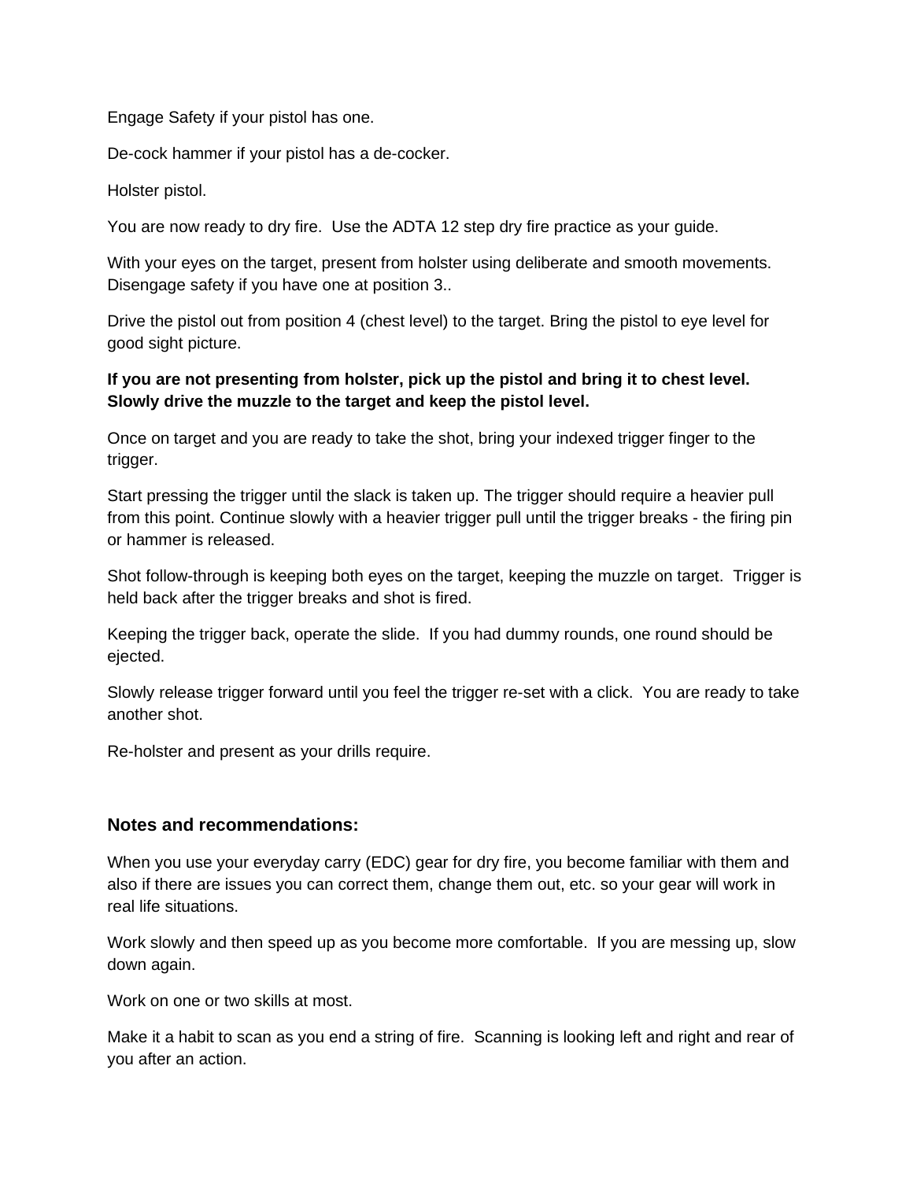Engage Safety if your pistol has one.

De-cock hammer if your pistol has a de-cocker.

Holster pistol.

You are now ready to dry fire.  Use the ADTA 12 step dry fire practice as your guide.

With your eyes on the target, present from holster using deliberate and smooth movements. Disengage safety if you have one at position 3..

Drive the pistol out from position 4 (chest level) to the target. Bring the pistol to eye level for good sight picture.

**If you are not presenting from holster, pick up the pistol and bring it to chest level. Slowly drive the muzzle to the target and keep the pistol level.**

Once on target and you are ready to take the shot, bring your indexed trigger finger to the trigger.

Start pressing the trigger until the slack is taken up. The trigger should require a heavier pull from this point. Continue slowly with a heavier trigger pull until the trigger breaks - the firing pin or hammer is released.

Shot follow-through is keeping both eyes on the target, keeping the muzzle on target.  Trigger is held back after the trigger breaks and shot is fired.

Keeping the trigger back, operate the slide.  If you had dummy rounds, one round should be ejected.

Slowly release trigger forward until you feel the trigger re-set with a click.  You are ready to take another shot.

Re-holster and present as your drills require.

### Notes and recommendations:

When you use your everyday carry (EDC) gear for dry fire, you become familiar with them and also if there are issues you can correct them, change them out, etc. so your gear will work in real life situations.

Work slowly and then speed up as you become more comfortable.  If you are messing up, slow down again.

Work on one or two skills at most.

Make it a habit to scan as you end a string of fire.  Scanning is looking left and right and rear of you after an action.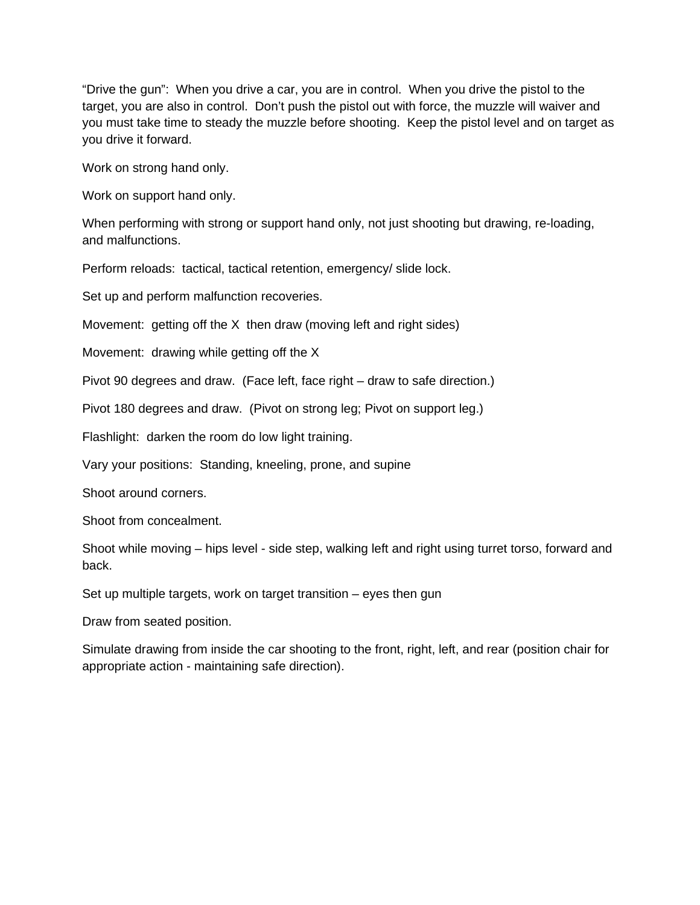"Drive the gun": When you drive a car, you are in control. When you drive the pistol to the target, you are also in control. Don't push the pistol out with force, the muzzle will waiver and you must take time to steady the muzzle before shooting. Keep the pistol level and on target as you drive it forward.

Work on strong hand only.

Work on support hand only.

When performing with strong or support hand only, not just shooting but drawing, re-loading, and malfunctions.

Perform reloads: tactical, tactical retention, emergency/ slide lock.

Set up and perform malfunction recoveries.

Movement: getting off the X then draw (moving left and right sides)

Movement: drawing while getting off the X

Pivot 90 degrees and draw. (Face left, face right – draw to safe direction.)

Pivot 180 degrees and draw. (Pivot on strong leg; Pivot on support leg.)

Flashlight: darken the room do low light training.

Vary your positions: Standing, kneeling, prone, and supine

Shoot around corners.

Shoot from concealment.

Shoot while moving – hips level - side step, walking left and right using turret torso, forward and back.

Set up multiple targets, work on target transition – eyes then gun

Draw from seated position.

Simulate drawing from inside the car shooting to the front, right, left, and rear (position chair for appropriate action - maintaining safe direction).